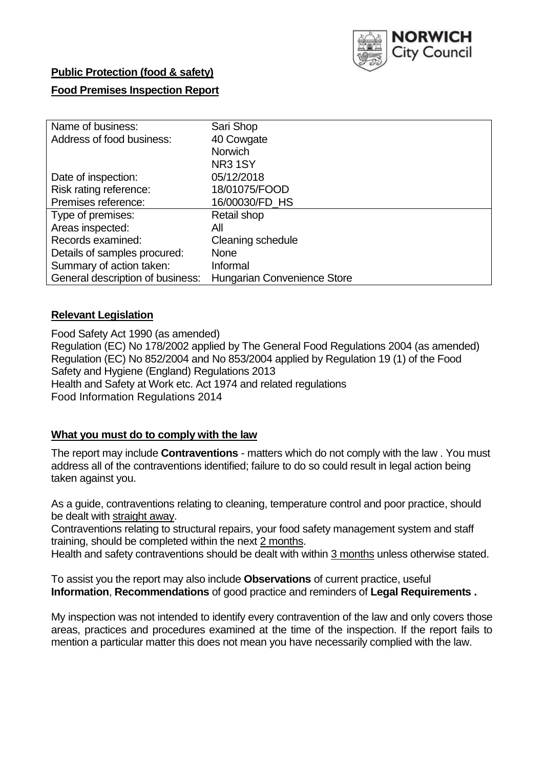NORWICH City Council

**Public Protection (food & safety)**

**Food Premises Inspection Report**

| Name of business: | Sari Shop |
|---|---|
| Address of food business: | 40 Cowgate<br>Norwich<br>NR3 1SY |
| Date of inspection: | 05/12/2018 |
| Risk rating reference: | 18/01075/FOOD |
| Premises reference: | 16/00030/FD_HS |
| Type of premises: | Retail shop |
| Areas inspected: | All |
| Records examined: | Cleaning schedule |
| Details of samples procured: | None |
| Summary of action taken: | Informal |
| General description of business: | Hungarian Convenience Store |

## Relevant Legislation

Food Safety Act 1990 (as amended)
Regulation (EC) No 178/2002 applied by The General Food Regulations 2004 (as amended)
Regulation (EC) No 852/2004 and No 853/2004 applied by Regulation 19 (1) of the Food Safety and Hygiene (England) Regulations 2013
Health and Safety at Work etc. Act 1974 and related regulations
Food Information Regulations 2014

## What you must do to comply with the law

The report may include **Contraventions** - matters which do not comply with the law . You must address all of the contraventions identified; failure to do so could result in legal action being taken against you.

As a guide, contraventions relating to cleaning, temperature control and poor practice, should be dealt with straight away.
Contraventions relating to structural repairs, your food safety management system and staff training, should be completed within the next 2 months.
Health and safety contraventions should be dealt with within 3 months unless otherwise stated.

To assist you the report may also include **Observations** of current practice, useful **Information**, **Recommendations** of good practice and reminders of **Legal Requirements .**

My inspection was not intended to identify every contravention of the law and only covers those areas, practices and procedures examined at the time of the inspection. If the report fails to mention a particular matter this does not mean you have necessarily complied with the law.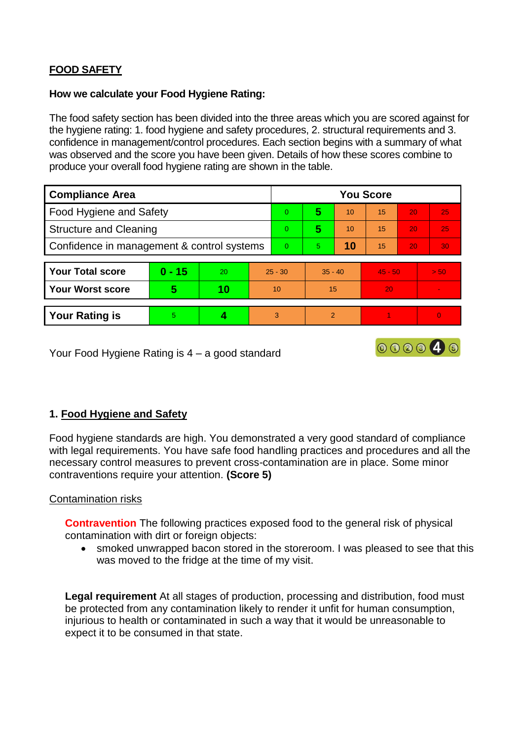## FOOD SAFETY

**How we calculate your Food Hygiene Rating:**

The food safety section has been divided into the three areas which you are scored against for the hygiene rating: 1. food hygiene and safety procedures, 2. structural requirements and 3. confidence in management/control procedures. Each section begins with a summary of what was observed and the score you have been given. Details of how these scores combine to produce your overall food hygiene rating are shown in the table.

| Compliance Area | You Score | | | | | |
|---|---|---|---|---|---|---|
| Food Hygiene and Safety | 0 | **5** | 10 | 15 | 20 | 25 |
| Structure and Cleaning | 0 | **5** | 10 | 15 | 20 | 25 |
| Confidence in management & control systems | 0 | 5 | **10** | 15 | 20 | 30 |

| | | | | | | |
|---|---|---|---|---|---|---|
| **Your Total score** | **0 - 15** | 20 | 25 - 30 | 35 - 40 | 45 - 50 | > 50 |
| **Your Worst score** | **5** | **10** | 10 | 15 | 20 | - |

| | | | | | | |
|---|---|---|---|---|---|---|
| **Your Rating is** | 5 | **4** | 3 | 2 | 1 | 0 |

Your Food Hygiene Rating is 4 – a good standard

## 1. Food Hygiene and Safety

Food hygiene standards are high. You demonstrated a very good standard of compliance with legal requirements. You have safe food handling practices and procedures and all the necessary control measures to prevent cross-contamination are in place. Some minor contraventions require your attention. **(Score 5)**

### Contamination risks

**Contravention** The following practices exposed food to the general risk of physical contamination with dirt or foreign objects:

- smoked unwrapped bacon stored in the storeroom. I was pleased to see that this was moved to the fridge at the time of my visit.

**Legal requirement** At all stages of production, processing and distribution, food must be protected from any contamination likely to render it unfit for human consumption, injurious to health or contaminated in such a way that it would be unreasonable to expect it to be consumed in that state.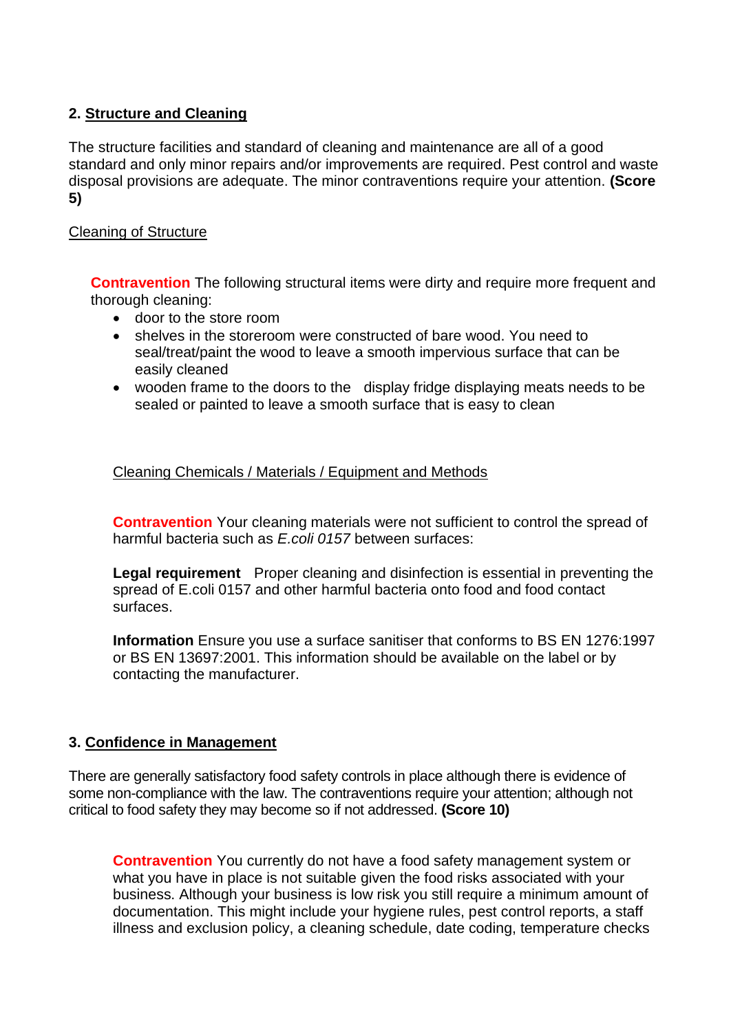## 2. Structure and Cleaning

The structure facilities and standard of cleaning and maintenance are all of a good standard and only minor repairs and/or improvements are required. Pest control and waste disposal provisions are adequate. The minor contraventions require your attention. **(Score 5)**

Cleaning of Structure

**Contravention** The following structural items were dirty and require more frequent and thorough cleaning:

- door to the store room
- shelves in the storeroom were constructed of bare wood. You need to seal/treat/paint the wood to leave a smooth impervious surface that can be easily cleaned
- wooden frame to the doors to the display fridge displaying meats needs to be sealed or painted to leave a smooth surface that is easy to clean

Cleaning Chemicals / Materials / Equipment and Methods

**Contravention** Your cleaning materials were not sufficient to control the spread of harmful bacteria such as *E.coli 0157* between surfaces:

**Legal requirement** Proper cleaning and disinfection is essential in preventing the spread of E.coli 0157 and other harmful bacteria onto food and food contact surfaces.

**Information** Ensure you use a surface sanitiser that conforms to BS EN 1276:1997 or BS EN 13697:2001. This information should be available on the label or by contacting the manufacturer.

## 3. Confidence in Management

There are generally satisfactory food safety controls in place although there is evidence of some non-compliance with the law. The contraventions require your attention; although not critical to food safety they may become so if not addressed. **(Score 10)**

**Contravention** You currently do not have a food safety management system or what you have in place is not suitable given the food risks associated with your business. Although your business is low risk you still require a minimum amount of documentation. This might include your hygiene rules, pest control reports, a staff illness and exclusion policy, a cleaning schedule, date coding, temperature checks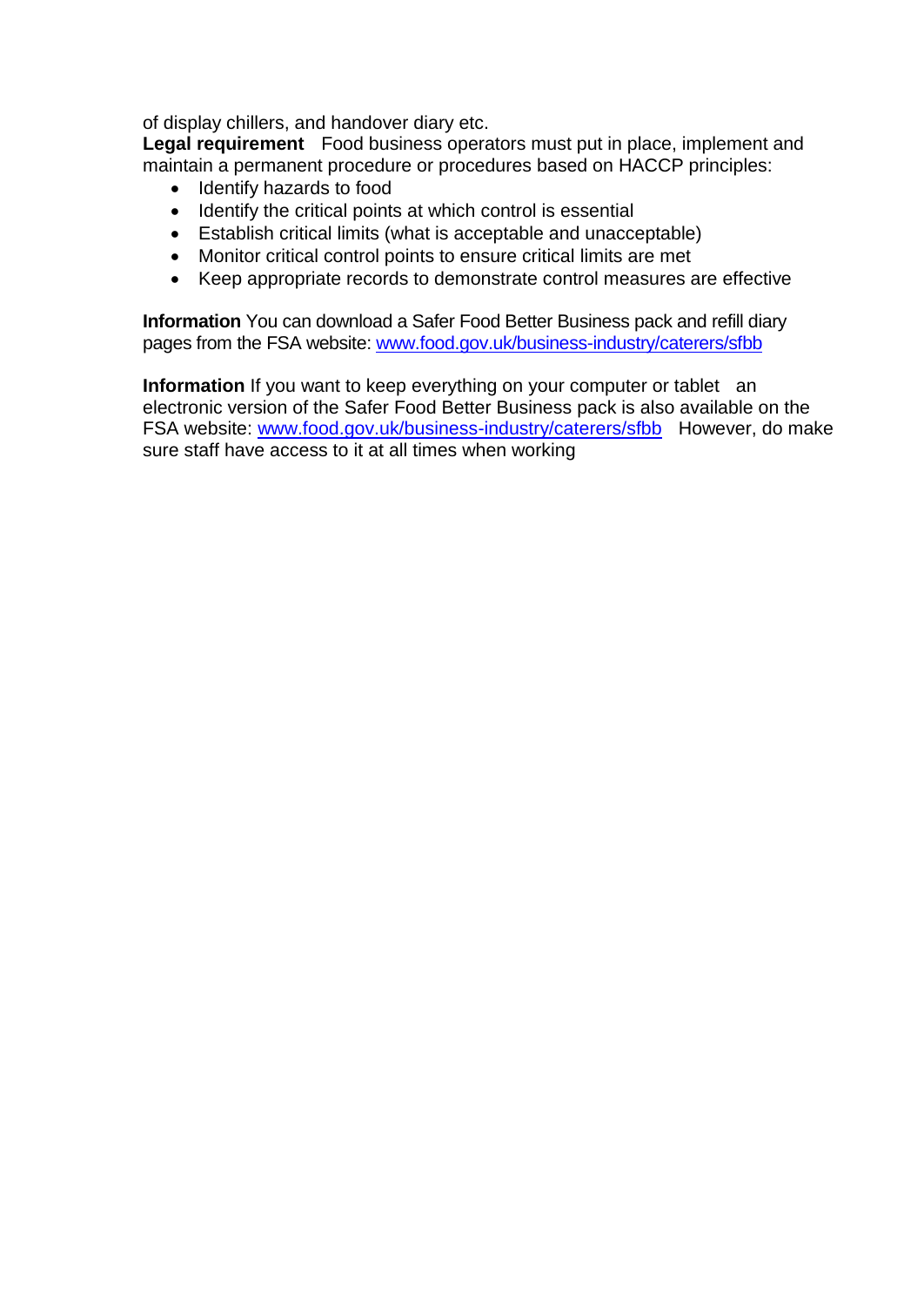of display chillers, and handover diary etc.

**Legal requirement** Food business operators must put in place, implement and maintain a permanent procedure or procedures based on HACCP principles:

- Identify hazards to food
- Identify the critical points at which control is essential
- Establish critical limits (what is acceptable and unacceptable)
- Monitor critical control points to ensure critical limits are met
- Keep appropriate records to demonstrate control measures are effective

**Information** You can download a Safer Food Better Business pack and refill diary pages from the FSA website: www.food.gov.uk/business-industry/caterers/sfbb

**Information** If you want to keep everything on your computer or tablet an electronic version of the Safer Food Better Business pack is also available on the FSA website: www.food.gov.uk/business-industry/caterers/sfbb However, do make sure staff have access to it at all times when working